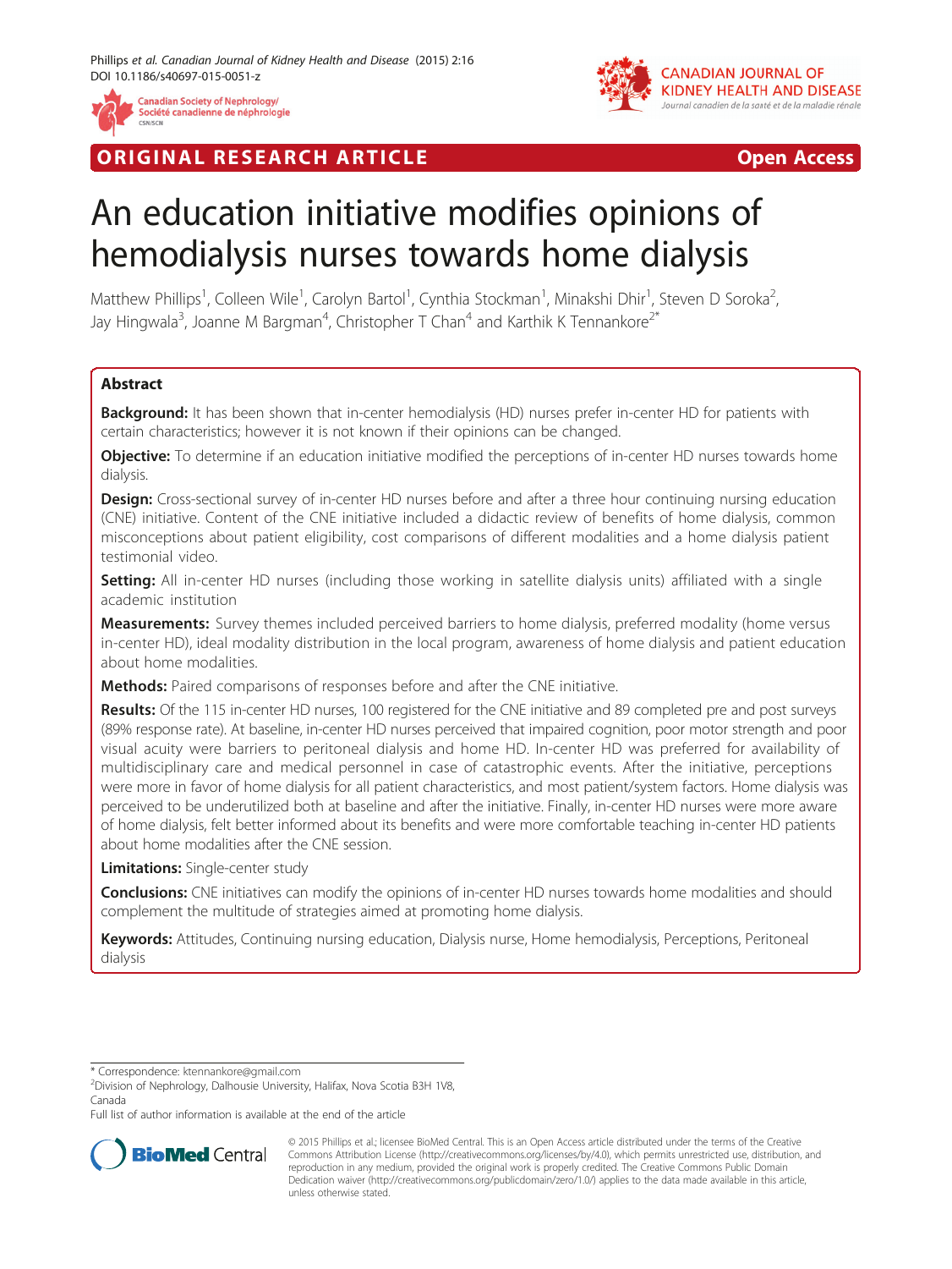ORIGINAL RESEARCH ARTICLE

Open Access

# An education initiative modifies opinions of hemodialysis nurses towards home dialysis

Matthew Phillips[1], Colleen Wile[1], Carolyn Bartol[1], Cynthia Stockman[1], Minakshi Dhir[1], Steven D Soroka[2], Jay Hingwala[3], Joanne M Bargman[4], Christopher T Chan[4] and Karthik K Tennankore[2*]

## Abstract

**Background:** It has been shown that in-center hemodialysis (HD) nurses prefer in-center HD for patients with certain characteristics; however it is not known if their opinions can be changed.

**Objective:** To determine if an education initiative modified the perceptions of in-center HD nurses towards home dialysis.

**Design:** Cross-sectional survey of in-center HD nurses before and after a three hour continuing nursing education (CNE) initiative. Content of the CNE initiative included a didactic review of benefits of home dialysis, common misconceptions about patient eligibility, cost comparisons of different modalities and a home dialysis patient testimonial video.

**Setting:** All in-center HD nurses (including those working in satellite dialysis units) affiliated with a single academic institution

**Measurements:** Survey themes included perceived barriers to home dialysis, preferred modality (home versus in-center HD), ideal modality distribution in the local program, awareness of home dialysis and patient education about home modalities.

**Methods:** Paired comparisons of responses before and after the CNE initiative.

**Results:** Of the 115 in-center HD nurses, 100 registered for the CNE initiative and 89 completed pre and post surveys (89% response rate). At baseline, in-center HD nurses perceived that impaired cognition, poor motor strength and poor visual acuity were barriers to peritoneal dialysis and home HD. In-center HD was preferred for availability of multidisciplinary care and medical personnel in case of catastrophic events. After the initiative, perceptions were more in favor of home dialysis for all patient characteristics, and most patient/system factors. Home dialysis was perceived to be underutilized both at baseline and after the initiative. Finally, in-center HD nurses were more aware of home dialysis, felt better informed about its benefits and were more comfortable teaching in-center HD patients about home modalities after the CNE session.

**Limitations:** Single-center study

**Conclusions:** CNE initiatives can modify the opinions of in-center HD nurses towards home modalities and should complement the multitude of strategies aimed at promoting home dialysis.

**Keywords:** Attitudes, Continuing nursing education, Dialysis nurse, Home hemodialysis, Perceptions, Peritoneal dialysis

---

* Correspondence: ktennankore@gmail.com
[2]Division of Nephrology, Dalhousie University, Halifax, Nova Scotia B3H 1V8, Canada
Full list of author information is available at the end of the article

© 2015 Phillips et al.; licensee BioMed Central. This is an Open Access article distributed under the terms of the Creative Commons Attribution License (http://creativecommons.org/licenses/by/4.0), which permits unrestricted use, distribution, and reproduction in any medium, provided the original work is properly credited. The Creative Commons Public Domain Dedication waiver (http://creativecommons.org/publicdomain/zero/1.0/) applies to the data made available in this article, unless otherwise stated.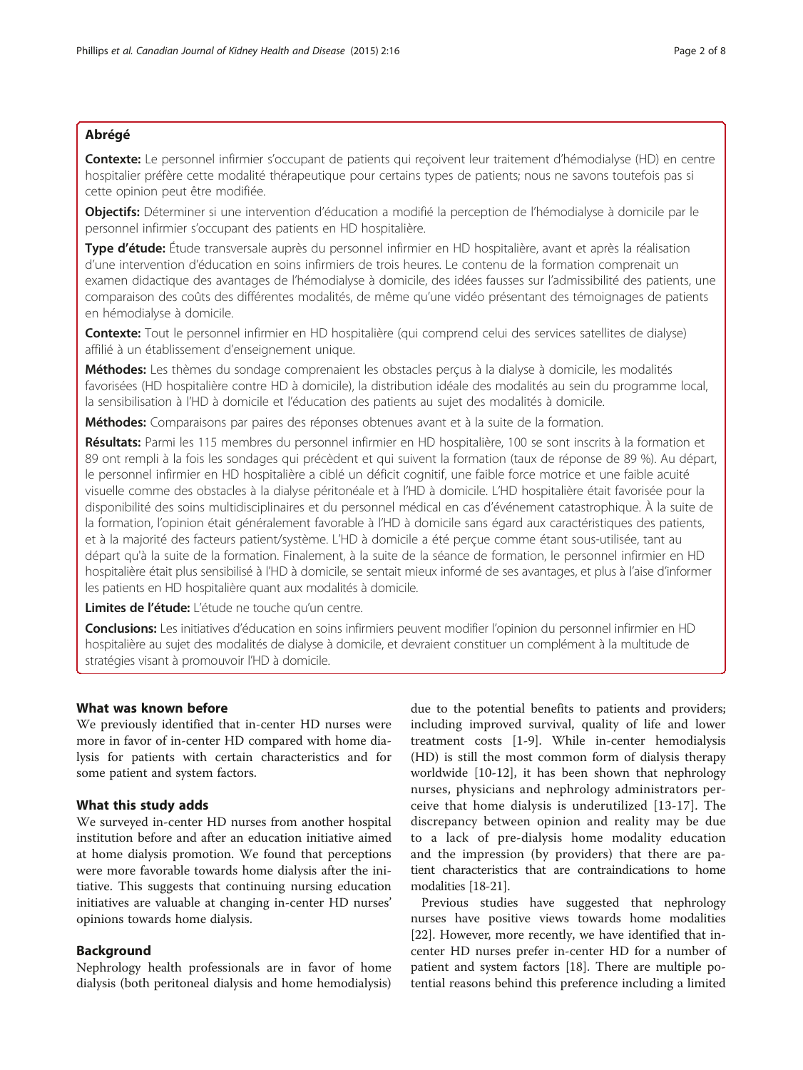## Abrégé

**Contexte:** Le personnel infirmier s'occupant de patients qui reçoivent leur traitement d'hémodialyse (HD) en centre hospitalier préfère cette modalité thérapeutique pour certains types de patients; nous ne savons toutefois pas si cette opinion peut être modifiée.

**Objectifs:** Déterminer si une intervention d'éducation a modifié la perception de l'hémodialyse à domicile par le personnel infirmier s'occupant des patients en HD hospitalière.

**Type d'étude:** Étude transversale auprès du personnel infirmier en HD hospitalière, avant et après la réalisation d'une intervention d'éducation en soins infirmiers de trois heures. Le contenu de la formation comprenait un examen didactique des avantages de l'hémodialyse à domicile, des idées fausses sur l'admissibilité des patients, une comparaison des coûts des différentes modalités, de même qu'une vidéo présentant des témoignages de patients en hémodialyse à domicile.

**Contexte:** Tout le personnel infirmier en HD hospitalière (qui comprend celui des services satellites de dialyse) affilié à un établissement d'enseignement unique.

**Méthodes:** Les thèmes du sondage comprenaient les obstacles perçus à la dialyse à domicile, les modalités favorisées (HD hospitalière contre HD à domicile), la distribution idéale des modalités au sein du programme local, la sensibilisation à l'HD à domicile et l'éducation des patients au sujet des modalités à domicile.

**Méthodes:** Comparaisons par paires des réponses obtenues avant et à la suite de la formation.

**Résultats:** Parmi les 115 membres du personnel infirmier en HD hospitalière, 100 se sont inscrits à la formation et 89 ont rempli à la fois les sondages qui précèdent et qui suivent la formation (taux de réponse de 89 %). Au départ, le personnel infirmier en HD hospitalière a ciblé un déficit cognitif, une faible force motrice et une faible acuité visuelle comme des obstacles à la dialyse péritonéale et à l'HD à domicile. L'HD hospitalière était favorisée pour la disponibilité des soins multidisciplinaires et du personnel médical en cas d'événement catastrophique. À la suite de la formation, l'opinion était généralement favorable à l'HD à domicile sans égard aux caractéristiques des patients, et à la majorité des facteurs patient/système. L'HD à domicile a été perçue comme étant sous-utilisée, tant au départ qu'à la suite de la formation. Finalement, à la suite de la séance de formation, le personnel infirmier en HD hospitalière était plus sensibilisé à l'HD à domicile, se sentait mieux informé de ses avantages, et plus à l'aise d'informer les patients en HD hospitalière quant aux modalités à domicile.

**Limites de l'étude:** L'étude ne touche qu'un centre.

**Conclusions:** Les initiatives d'éducation en soins infirmiers peuvent modifier l'opinion du personnel infirmier en HD hospitalière au sujet des modalités de dialyse à domicile, et devraient constituer un complément à la multitude de stratégies visant à promouvoir l'HD à domicile.

## What was known before

We previously identified that in-center HD nurses were more in favor of in-center HD compared with home dialysis for patients with certain characteristics and for some patient and system factors.

## What this study adds

We surveyed in-center HD nurses from another hospital institution before and after an education initiative aimed at home dialysis promotion. We found that perceptions were more favorable towards home dialysis after the initiative. This suggests that continuing nursing education initiatives are valuable at changing in-center HD nurses' opinions towards home dialysis.

## Background

Nephrology health professionals are in favor of home dialysis (both peritoneal dialysis and home hemodialysis) due to the potential benefits to patients and providers; including improved survival, quality of life and lower treatment costs [1-9]. While in-center hemodialysis (HD) is still the most common form of dialysis therapy worldwide [10-12], it has been shown that nephrology nurses, physicians and nephrology administrators perceive that home dialysis is underutilized [13-17]. The discrepancy between opinion and reality may be due to a lack of pre-dialysis home modality education and the impression (by providers) that there are patient characteristics that are contraindications to home modalities [18-21].

Previous studies have suggested that nephrology nurses have positive views towards home modalities [22]. However, more recently, we have identified that in-center HD nurses prefer in-center HD for a number of patient and system factors [18]. There are multiple potential reasons behind this preference including a limited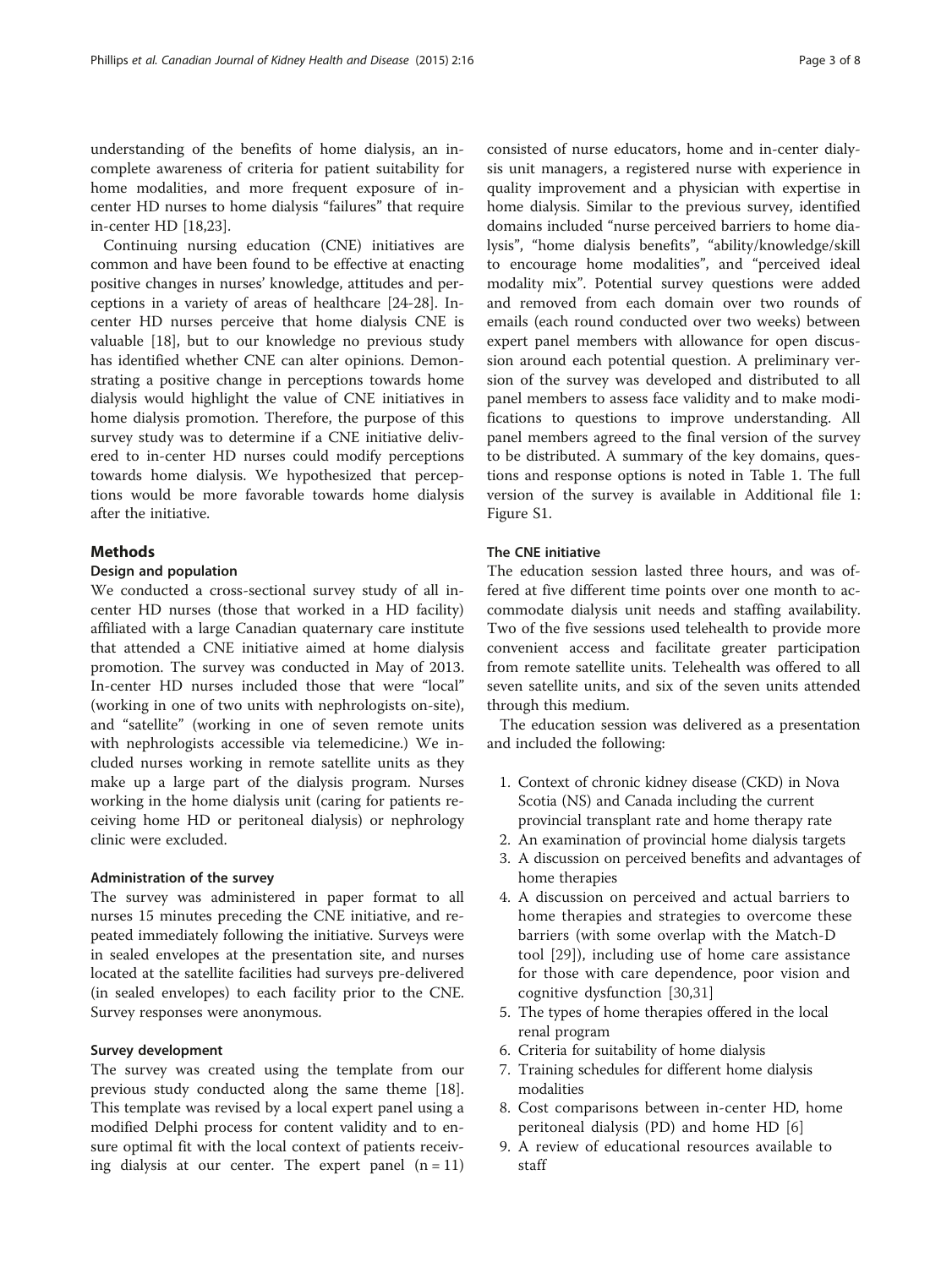understanding of the benefits of home dialysis, an incomplete awareness of criteria for patient suitability for home modalities, and more frequent exposure of in-center HD nurses to home dialysis "failures" that require in-center HD [18,23].

Continuing nursing education (CNE) initiatives are common and have been found to be effective at enacting positive changes in nurses' knowledge, attitudes and perceptions in a variety of areas of healthcare [24-28]. In-center HD nurses perceive that home dialysis CNE is valuable [18], but to our knowledge no previous study has identified whether CNE can alter opinions. Demonstrating a positive change in perceptions towards home dialysis would highlight the value of CNE initiatives in home dialysis promotion. Therefore, the purpose of this survey study was to determine if a CNE initiative delivered to in-center HD nurses could modify perceptions towards home dialysis. We hypothesized that perceptions would be more favorable towards home dialysis after the initiative.

## Methods

### Design and population

We conducted a cross-sectional survey study of all in-center HD nurses (those that worked in a HD facility) affiliated with a large Canadian quaternary care institute that attended a CNE initiative aimed at home dialysis promotion. The survey was conducted in May of 2013. In-center HD nurses included those that were "local" (working in one of two units with nephrologists on-site), and "satellite" (working in one of seven remote units with nephrologists accessible via telemedicine.) We included nurses working in remote satellite units as they make up a large part of the dialysis program. Nurses working in the home dialysis unit (caring for patients receiving home HD or peritoneal dialysis) or nephrology clinic were excluded.

### Administration of the survey

The survey was administered in paper format to all nurses 15 minutes preceding the CNE initiative, and repeated immediately following the initiative. Surveys were in sealed envelopes at the presentation site, and nurses located at the satellite facilities had surveys pre-delivered (in sealed envelopes) to each facility prior to the CNE. Survey responses were anonymous.

### Survey development

The survey was created using the template from our previous study conducted along the same theme [18]. This template was revised by a local expert panel using a modified Delphi process for content validity and to ensure optimal fit with the local context of patients receiving dialysis at our center. The expert panel (n = 11) consisted of nurse educators, home and in-center dialysis unit managers, a registered nurse with experience in quality improvement and a physician with expertise in home dialysis. Similar to the previous survey, identified domains included "nurse perceived barriers to home dialysis", "home dialysis benefits", "ability/knowledge/skill to encourage home modalities", and "perceived ideal modality mix". Potential survey questions were added and removed from each domain over two rounds of emails (each round conducted over two weeks) between expert panel members with allowance for open discussion around each potential question. A preliminary version of the survey was developed and distributed to all panel members to assess face validity and to make modifications to questions to improve understanding. All panel members agreed to the final version of the survey to be distributed. A summary of the key domains, questions and response options is noted in Table 1. The full version of the survey is available in Additional file 1: Figure S1.

### The CNE initiative

The education session lasted three hours, and was offered at five different time points over one month to accommodate dialysis unit needs and staffing availability. Two of the five sessions used telehealth to provide more convenient access and facilitate greater participation from remote satellite units. Telehealth was offered to all seven satellite units, and six of the seven units attended through this medium.

The education session was delivered as a presentation and included the following:

1. Context of chronic kidney disease (CKD) in Nova Scotia (NS) and Canada including the current provincial transplant rate and home therapy rate
2. An examination of provincial home dialysis targets
3. A discussion on perceived benefits and advantages of home therapies
4. A discussion on perceived and actual barriers to home therapies and strategies to overcome these barriers (with some overlap with the Match-D tool [29]), including use of home care assistance for those with care dependence, poor vision and cognitive dysfunction [30,31]
5. The types of home therapies offered in the local renal program
6. Criteria for suitability of home dialysis
7. Training schedules for different home dialysis modalities
8. Cost comparisons between in-center HD, home peritoneal dialysis (PD) and home HD [6]
9. A review of educational resources available to staff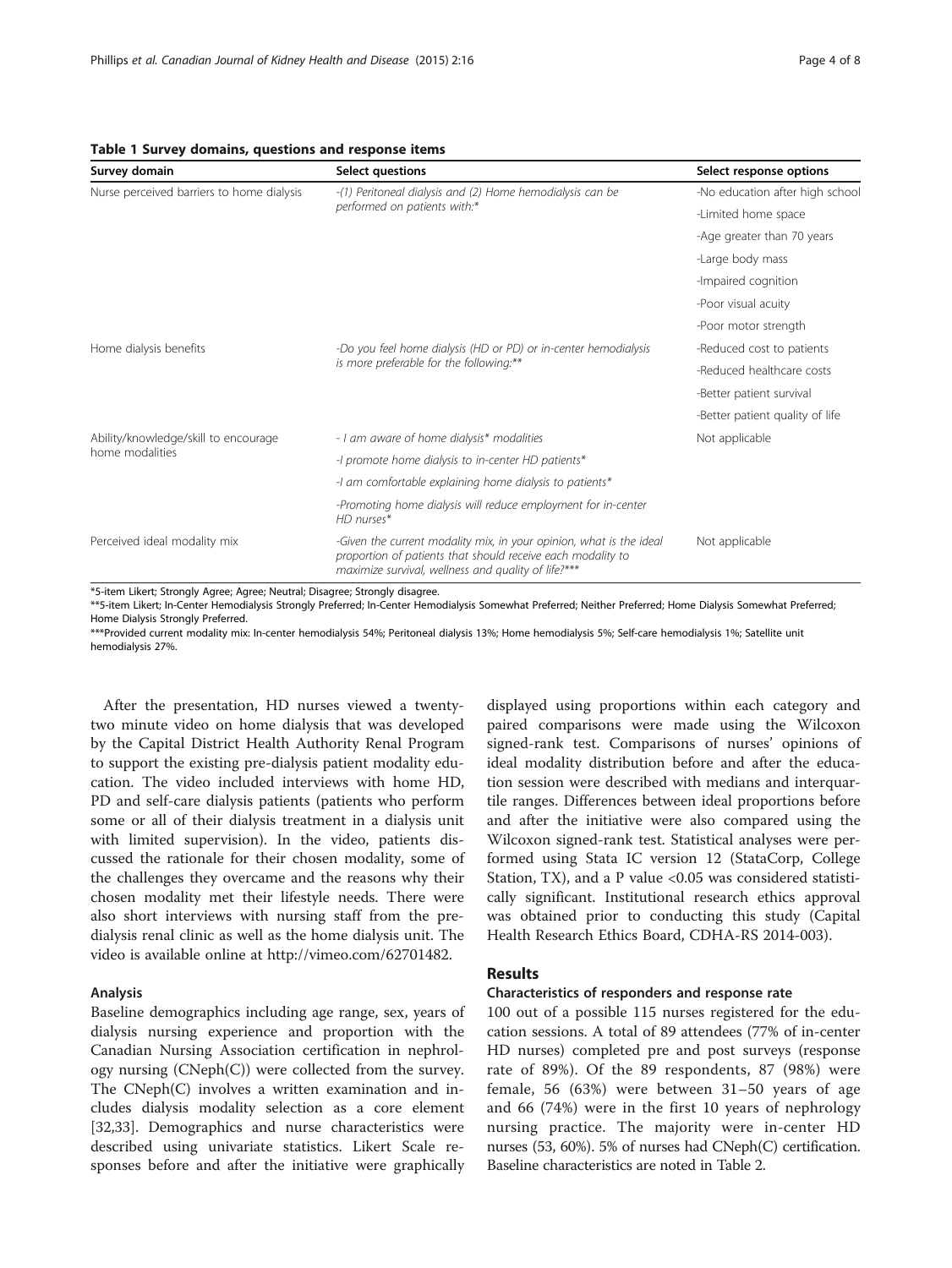**Table 1 Survey domains, questions and response items**

| Survey domain | Select questions | Select response options |
| --- | --- | --- |
| Nurse perceived barriers to home dialysis | -(1) Peritoneal dialysis and (2) Home hemodialysis can be performed on patients with:* | -No education after high school |
| | | -Limited home space |
| | | -Age greater than 70 years |
| | | -Large body mass |
| | | -Impaired cognition |
| | | -Poor visual acuity |
| | | -Poor motor strength |
| Home dialysis benefits | -Do you feel home dialysis (HD or PD) or in-center hemodialysis is more preferable for the following:** | -Reduced cost to patients |
| | | -Reduced healthcare costs |
| | | -Better patient survival |
| | | -Better patient quality of life |
| Ability/knowledge/skill to encourage home modalities | - I am aware of home dialysis* modalities | Not applicable |
| | -I promote home dialysis to in-center HD patients* | |
| | -I am comfortable explaining home dialysis to patients* | |
| | -Promoting home dialysis will reduce employment for in-center HD nurses* | |
| Perceived ideal modality mix | -Given the current modality mix, in your opinion, what is the ideal proportion of patients that should receive each modality to maximize survival, wellness and quality of life?*** | Not applicable |

*5-item Likert; Strongly Agree; Agree; Neutral; Disagree; Strongly disagree.

**5-item Likert; In-Center Hemodialysis Strongly Preferred; In-Center Hemodialysis Somewhat Preferred; Neither Preferred; Home Dialysis Somewhat Preferred; Home Dialysis Strongly Preferred.

***Provided current modality mix: In-center hemodialysis 54%; Peritoneal dialysis 13%; Home hemodialysis 5%; Self-care hemodialysis 1%; Satellite unit hemodialysis 27%.

After the presentation, HD nurses viewed a twenty-two minute video on home dialysis that was developed by the Capital District Health Authority Renal Program to support the existing pre-dialysis patient modality education. The video included interviews with home HD, PD and self-care dialysis patients (patients who perform some or all of their dialysis treatment in a dialysis unit with limited supervision). In the video, patients discussed the rationale for their chosen modality, some of the challenges they overcame and the reasons why their chosen modality met their lifestyle needs. There were also short interviews with nursing staff from the pre-dialysis renal clinic as well as the home dialysis unit. The video is available online at http://vimeo.com/62701482.

### Analysis

Baseline demographics including age range, sex, years of dialysis nursing experience and proportion with the Canadian Nursing Association certification in nephrology nursing (CNeph(C)) were collected from the survey. The CNeph(C) involves a written examination and includes dialysis modality selection as a core element [32,33]. Demographics and nurse characteristics were described using univariate statistics. Likert Scale responses before and after the initiative were graphically displayed using proportions within each category and paired comparisons were made using the Wilcoxon signed-rank test. Comparisons of nurses' opinions of ideal modality distribution before and after the education session were described with medians and interquartile ranges. Differences between ideal proportions before and after the initiative were also compared using the Wilcoxon signed-rank test. Statistical analyses were performed using Stata IC version 12 (StataCorp, College Station, TX), and a P value <0.05 was considered statistically significant. Institutional research ethics approval was obtained prior to conducting this study (Capital Health Research Ethics Board, CDHA-RS 2014-003).

## Results

### Characteristics of responders and response rate

100 out of a possible 115 nurses registered for the education sessions. A total of 89 attendees (77% of in-center HD nurses) completed pre and post surveys (response rate of 89%). Of the 89 respondents, 87 (98%) were female, 56 (63%) were between 31–50 years of age and 66 (74%) were in the first 10 years of nephrology nursing practice. The majority were in-center HD nurses (53, 60%). 5% of nurses had CNeph(C) certification. Baseline characteristics are noted in Table 2.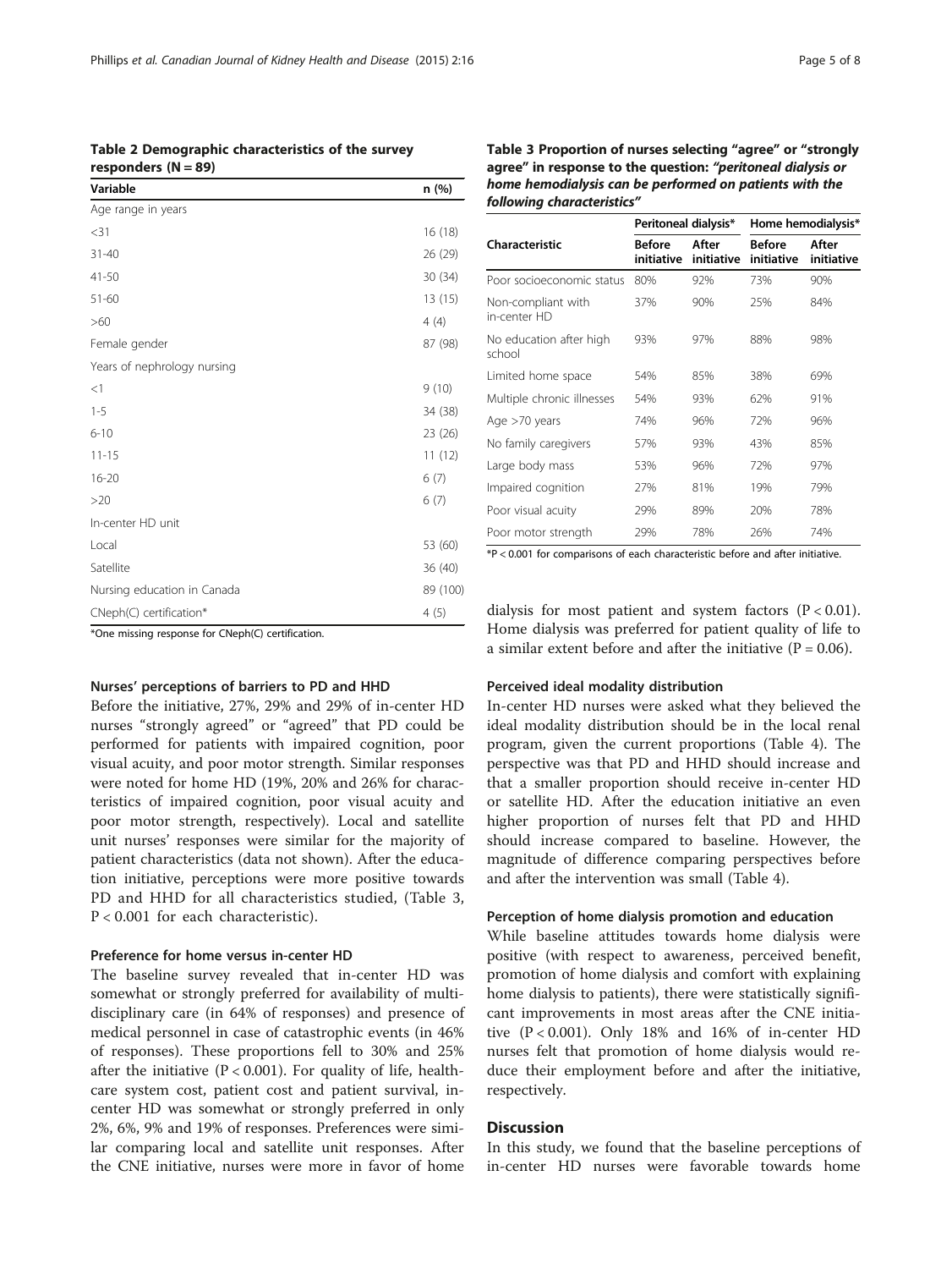**Table 2 Demographic characteristics of the survey responders (N = 89)**

| Variable | n (%) |
|---|---|
| Age range in years | |
| <31 | 16 (18) |
| 31-40 | 26 (29) |
| 41-50 | 30 (34) |
| 51-60 | 13 (15) |
| >60 | 4 (4) |
| Female gender | 87 (98) |
| Years of nephrology nursing | |
| <1 | 9 (10) |
| 1-5 | 34 (38) |
| 6-10 | 23 (26) |
| 11-15 | 11 (12) |
| 16-20 | 6 (7) |
| >20 | 6 (7) |
| In-center HD unit | |
| Local | 53 (60) |
| Satellite | 36 (40) |
| Nursing education in Canada | 89 (100) |
| CNeph(C) certification* | 4 (5) |

*One missing response for CNeph(C) certification.

### Nurses' perceptions of barriers to PD and HHD

Before the initiative, 27%, 29% and 29% of in-center HD nurses "strongly agreed" or "agreed" that PD could be performed for patients with impaired cognition, poor visual acuity, and poor motor strength. Similar responses were noted for home HD (19%, 20% and 26% for characteristics of impaired cognition, poor visual acuity and poor motor strength, respectively). Local and satellite unit nurses' responses were similar for the majority of patient characteristics (data not shown). After the education initiative, perceptions were more positive towards PD and HHD for all characteristics studied, (Table 3, $P < 0.001$ for each characteristic).

### Preference for home versus in-center HD

The baseline survey revealed that in-center HD was somewhat or strongly preferred for availability of multidisciplinary care (in 64% of responses) and presence of medical personnel in case of catastrophic events (in 46% of responses). These proportions fell to 30% and 25% after the initiative ($P < 0.001$). For quality of life, healthcare system cost, patient cost and patient survival, in-center HD was somewhat or strongly preferred in only 2%, 6%, 9% and 19% of responses. Preferences were similar comparing local and satellite unit responses. After the CNE initiative, nurses were more in favor of home dialysis for most patient and system factors ($P < 0.01$). Home dialysis was preferred for patient quality of life to a similar extent before and after the initiative ($P = 0.06$).

**Table 3 Proportion of nurses selecting "agree" or "strongly agree" in response to the question: *"peritoneal dialysis or home hemodialysis can be performed on patients with the following characteristics"***

| Characteristic | Peritoneal dialysis* | | Home hemodialysis* | |
|---|---|---|---|---|
| | Before initiative | After initiative | Before initiative | After initiative |
| Poor socioeconomic status | 80% | 92% | 73% | 90% |
| Non-compliant with in-center HD | 37% | 90% | 25% | 84% |
| No education after high school | 93% | 97% | 88% | 98% |
| Limited home space | 54% | 85% | 38% | 69% |
| Multiple chronic illnesses | 54% | 93% | 62% | 91% |
| Age >70 years | 74% | 96% | 72% | 96% |
| No family caregivers | 57% | 93% | 43% | 85% |
| Large body mass | 53% | 96% | 72% | 97% |
| Impaired cognition | 27% | 81% | 19% | 79% |
| Poor visual acuity | 29% | 89% | 20% | 78% |
| Poor motor strength | 29% | 78% | 26% | 74% |

*$P < 0.001$ for comparisons of each characteristic before and after initiative.

### Perceived ideal modality distribution

In-center HD nurses were asked what they believed the ideal modality distribution should be in the local renal program, given the current proportions (Table 4). The perspective was that PD and HHD should increase and that a smaller proportion should receive in-center HD or satellite HD. After the education initiative an even higher proportion of nurses felt that PD and HHD should increase compared to baseline. However, the magnitude of difference comparing perspectives before and after the intervention was small (Table 4).

### Perception of home dialysis promotion and education

While baseline attitudes towards home dialysis were positive (with respect to awareness, perceived benefit, promotion of home dialysis and comfort with explaining home dialysis to patients), there were statistically significant improvements in most areas after the CNE initiative ($P < 0.001$). Only 18% and 16% of in-center HD nurses felt that promotion of home dialysis would reduce their employment before and after the initiative, respectively.

## Discussion

In this study, we found that the baseline perceptions of in-center HD nurses were favorable towards home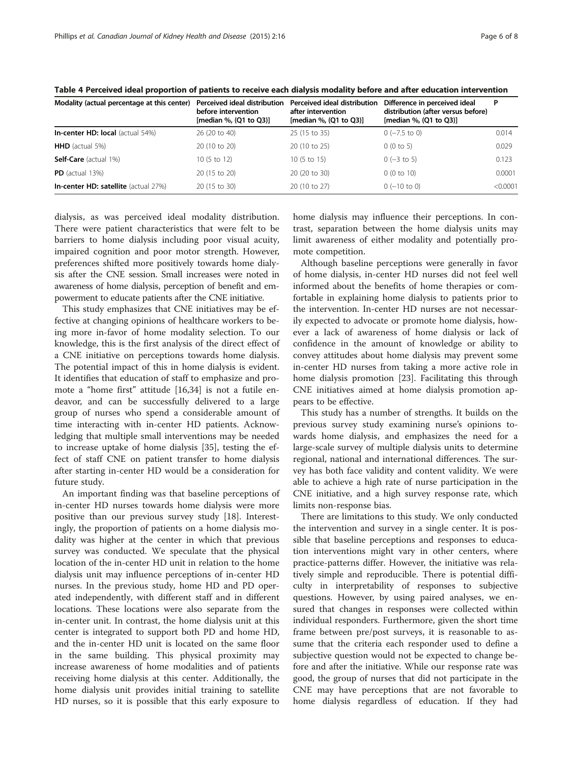**Table 4 Perceived ideal proportion of patients to receive each dialysis modality before and after education intervention**

| Modality (actual percentage at this center) | Perceived ideal distribution before intervention [median %, (Q1 to Q3)] | Perceived ideal distribution after intervention [median %, (Q1 to Q3)] | Difference in perceived ideal distribution (after versus before) [median %, (Q1 to Q3)] | P |
|---|---|---|---|---|
| **In-center HD: local** (actual 54%) | 26 (20 to 40) | 25 (15 to 35) | 0 (−7.5 to 0) | 0.014 |
| **HHD** (actual 5%) | 20 (10 to 20) | 20 (10 to 25) | 0 (0 to 5) | 0.029 |
| **Self-Care** (actual 1%) | 10 (5 to 12) | 10 (5 to 15) | 0 (−3 to 5) | 0.123 |
| **PD** (actual 13%) | 20 (15 to 20) | 20 (20 to 30) | 0 (0 to 10) | 0.0001 |
| **In-center HD: satellite** (actual 27%) | 20 (15 to 30) | 20 (10 to 27) | 0 (−10 to 0) | <0.0001 |

dialysis, as was perceived ideal modality distribution. There were patient characteristics that were felt to be barriers to home dialysis including poor visual acuity, impaired cognition and poor motor strength. However, preferences shifted more positively towards home dialysis after the CNE session. Small increases were noted in awareness of home dialysis, perception of benefit and empowerment to educate patients after the CNE initiative.

This study emphasizes that CNE initiatives may be effective at changing opinions of healthcare workers to being more in-favor of home modality selection. To our knowledge, this is the first analysis of the direct effect of a CNE initiative on perceptions towards home dialysis. The potential impact of this in home dialysis is evident. It identifies that education of staff to emphasize and promote a "home first" attitude [16,34] is not a futile endeavor, and can be successfully delivered to a large group of nurses who spend a considerable amount of time interacting with in-center HD patients. Acknowledging that multiple small interventions may be needed to increase uptake of home dialysis [35], testing the effect of staff CNE on patient transfer to home dialysis after starting in-center HD would be a consideration for future study.

An important finding was that baseline perceptions of in-center HD nurses towards home dialysis were more positive than our previous survey study [18]. Interestingly, the proportion of patients on a home dialysis modality was higher at the center in which that previous survey was conducted. We speculate that the physical location of the in-center HD unit in relation to the home dialysis unit may influence perceptions of in-center HD nurses. In the previous study, home HD and PD operated independently, with different staff and in different locations. These locations were also separate from the in-center unit. In contrast, the home dialysis unit at this center is integrated to support both PD and home HD, and the in-center HD unit is located on the same floor in the same building. This physical proximity may increase awareness of home modalities and of patients receiving home dialysis at this center. Additionally, the home dialysis unit provides initial training to satellite HD nurses, so it is possible that this early exposure to home dialysis may influence their perceptions. In contrast, separation between the home dialysis units may limit awareness of either modality and potentially promote competition.

Although baseline perceptions were generally in favor of home dialysis, in-center HD nurses did not feel well informed about the benefits of home therapies or comfortable in explaining home dialysis to patients prior to the intervention. In-center HD nurses are not necessarily expected to advocate or promote home dialysis, however a lack of awareness of home dialysis or lack of confidence in the amount of knowledge or ability to convey attitudes about home dialysis may prevent some in-center HD nurses from taking a more active role in home dialysis promotion [23]. Facilitating this through CNE initiatives aimed at home dialysis promotion appears to be effective.

This study has a number of strengths. It builds on the previous survey study examining nurse's opinions towards home dialysis, and emphasizes the need for a large-scale survey of multiple dialysis units to determine regional, national and international differences. The survey has both face validity and content validity. We were able to achieve a high rate of nurse participation in the CNE initiative, and a high survey response rate, which limits non-response bias.

There are limitations to this study. We only conducted the intervention and survey in a single center. It is possible that baseline perceptions and responses to education interventions might vary in other centers, where practice-patterns differ. However, the initiative was relatively simple and reproducible. There is potential difficulty in interpretability of responses to subjective questions. However, by using paired analyses, we ensured that changes in responses were collected within individual responders. Furthermore, given the short time frame between pre/post surveys, it is reasonable to assume that the criteria each responder used to define a subjective question would not be expected to change before and after the initiative. While our response rate was good, the group of nurses that did not participate in the CNE may have perceptions that are not favorable to home dialysis regardless of education. If they had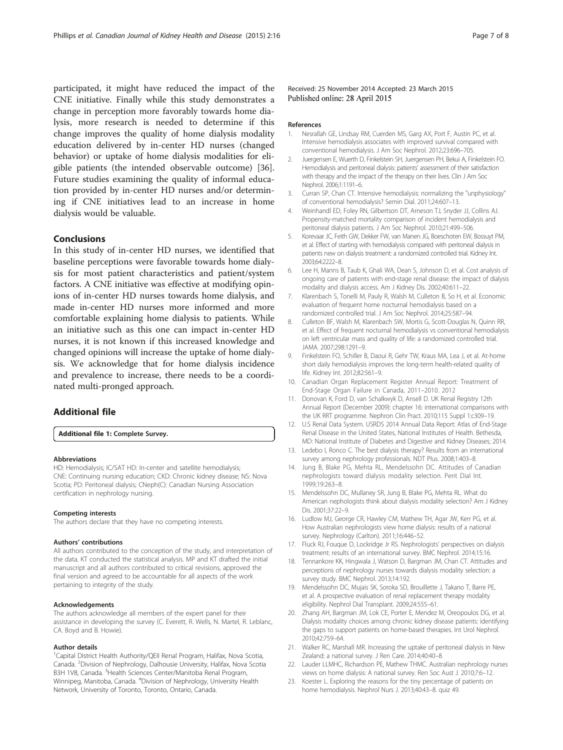participated, it might have reduced the impact of the CNE initiative. Finally while this study demonstrates a change in perception more favorably towards home dialysis, more research is needed to determine if this change improves the quality of home dialysis modality education delivered by in-center HD nurses (changed behavior) or uptake of home dialysis modalities for eligible patients (the intended observable outcome) [36]. Future studies examining the quality of informal education provided by in-center HD nurses and/or determining if CNE initiatives lead to an increase in home dialysis would be valuable.

## Conclusions

In this study of in-center HD nurses, we identified that baseline perceptions were favorable towards home dialysis for most patient characteristics and patient/system factors. A CNE initiative was effective at modifying opinions of in-center HD nurses towards home dialysis, and made in-center HD nurses more informed and more comfortable explaining home dialysis to patients. While an initiative such as this one can impact in-center HD nurses, it is not known if this increased knowledge and changed opinions will increase the uptake of home dialysis. We acknowledge that for home dialysis incidence and prevalence to increase, there needs to be a coordinated multi-pronged approach.

## Additional file

**Additional file 1:** Complete Survey.

#### Abbreviations

HD: Hemodialysis; IC/SAT HD: In-center and satellite hemodialysis; CNE: Continuing nursing education; CKD: Chronic kidney disease; NS: Nova Scotia; PD: Peritoneal dialysis; CNeph(C): Canadian Nursing Association certification in nephrology nursing.

#### Competing interests

The authors declare that they have no competing interests.

#### Authors' contributions

All authors contributed to the conception of the study, and interpretation of the data. KT conducted the statistical analysis. MP and KT drafted the initial manuscript and all authors contributed to critical revisions, approved the final version and agreed to be accountable for all aspects of the work pertaining to integrity of the study.

#### Acknowledgements

The authors acknowledge all members of the expert panel for their assistance in developing the survey (C. Everett, R. Wells, N. Martel, R. Leblanc, CA. Boyd and B. Howie).

#### Author details

[1]Capital District Health Authority/QEII Renal Program, Halifax, Nova Scotia, Canada. [2]Division of Nephrology, Dalhousie University, Halifax, Nova Scotia B3H 1V8, Canada. [3]Health Sciences Center/Manitoba Renal Program, Winnipeg, Manitoba, Canada. [4]Division of Nephrology, University Health Network, University of Toronto, Toronto, Ontario, Canada.

Received: 25 November 2014 Accepted: 23 March 2015
Published online: 28 April 2015

#### References

1. Nesrallah GE, Lindsay RM, Cuerden MS, Garg AX, Port F, Austin PC, et al. Intensive hemodialysis associates with improved survival compared with conventional hemodialysis. J Am Soc Nephrol. 2012;23:696–705.
2. Juergensen E, Wuerth D, Finkelstein SH, Juergensen PH, Bekui A, Finkelstein FO. Hemodialysis and peritoneal dialysis: patients' assessment of their satisfaction with therapy and the impact of the therapy on their lives. Clin J Am Soc Nephrol. 2006;1:1191–6.
3. Curran SP, Chan CT. Intensive hemodialysis: normalizing the "unphysiology" of conventional hemodialysis? Semin Dial. 2011;24:607–13.
4. Weinhandl ED, Foley RN, Gilbertson DT, Arneson TJ, Snyder JJ, Collins AJ. Propensity-matched mortality comparison of incident hemodialysis and peritoneal dialysis patients. J Am Soc Nephrol. 2010;21:499–506.
5. Korevaar JC, Feith GW, Dekker FW, van Manen JG, Boeschoten EW, Bossuyt PM, et al. Effect of starting with hemodialysis compared with peritoneal dialysis in patients new on dialysis treatment: a randomized controlled trial. Kidney Int. 2003;64:2222–8.
6. Lee H, Manns B, Taub K, Ghali WA, Dean S, Johnson D, et al. Cost analysis of ongoing care of patients with end-stage renal disease: the impact of dialysis modality and dialysis access. Am J Kidney Dis. 2002;40:611–22.
7. Klarenbach S, Tonelli M, Pauly R, Walsh M, Culleton B, So H, et al. Economic evaluation of frequent home nocturnal hemodialysis based on a randomized controlled trial. J Am Soc Nephrol. 2014;25:587–94.
8. Culleton BF, Walsh M, Klarenbach SW, Mortis G, Scott-Douglas N, Quinn RR, et al. Effect of frequent nocturnal hemodialysis vs conventional hemodialysis on left ventricular mass and quality of life: a randomized controlled trial. JAMA. 2007;298:1291–9.
9. Finkelstein FO, Schiller B, Daoui R, Gehr TW, Kraus MA, Lea J, et al. At-home short daily hemodialysis improves the long-term health-related quality of life. Kidney Int. 2012;82:561–9.
10. Canadian Organ Replacement Register Annual Report: Treatment of End-Stage Organ Failure in Canada, 2011–2010. 2012
11. Donovan K, Ford D, van Schalkwyk D, Ansell D. UK Renal Registry 12th Annual Report (December 2009): chapter 16: international comparisons with the UK RRT programme. Nephron Clin Pract. 2010;115 Suppl 1:c309–19.
12. U.S Renal Data System. USRDS 2014 Annual Data Report: Atlas of End-Stage Renal Disease in the United States, National Institutes of Health. Bethesda, MD: National Institute of Diabetes and Digestive and Kidney Diseases; 2014.
13. Ledebo I, Ronco C. The best dialysis therapy? Results from an international survey among nephrology professionals. NDT Plus. 2008;1:403–8.
14. Jung B, Blake PG, Mehta RL, Mendelssohn DC. Attitudes of Canadian nephrologists toward dialysis modality selection. Perit Dial Int. 1999;19:263–8.
15. Mendelssohn DC, Mullaney SR, Jung B, Blake PG, Mehta RL. What do American nephologists think about dialysis modality selection? Am J Kidney Dis. 2001;37:22–9.
16. Ludlow MJ, George CR, Hawley CM, Mathew TH, Agar JW, Kerr PG, et al. How Australian nephrologists view home dialysis: results of a national survey. Nephrology (Carlton). 2011;16:446–52.
17. Fluck RJ, Fouque D, Lockridge Jr RS. Nephrologists' perspectives on dialysis treatment: results of an international survey. BMC Nephrol. 2014;15:16.
18. Tennankore KK, Hingwala J, Watson D, Bargman JM, Chan CT. Attitudes and perceptions of nephrology nurses towards dialysis modality selection: a survey study. BMC Nephrol. 2013;14:192.
19. Mendelssohn DC, Mujais SK, Soroka SD, Brouillette J, Takano T, Barre PE, et al. A prospective evaluation of renal replacement therapy modality eligibility. Nephrol Dial Transplant. 2009;24:555–61.
20. Zhang AH, Bargman JM, Lok CE, Porter E, Mendez M, Oreopoulos DG, et al. Dialysis modality choices among chronic kidney disease patients: identifying the gaps to support patients on home-based therapies. Int Urol Nephrol. 2010;42:759–64.
21. Walker RC, Marshall MR. Increasing the uptake of peritoneal dialysis in New Zealand: a national survey. J Ren Care. 2014;40:40–8.
22. Lauder LLMHC, Richardson PE, Mathew THMC. Australian nephrology nurses views on home dialysis: A national survey. Ren Soc Aust J. 2010;7:6–12.
23. Koester L. Exploring the reasons for the tiny percentage of patients on home hemodialysis. Nephrol Nurs J. 2013;40:43–8. quiz 49.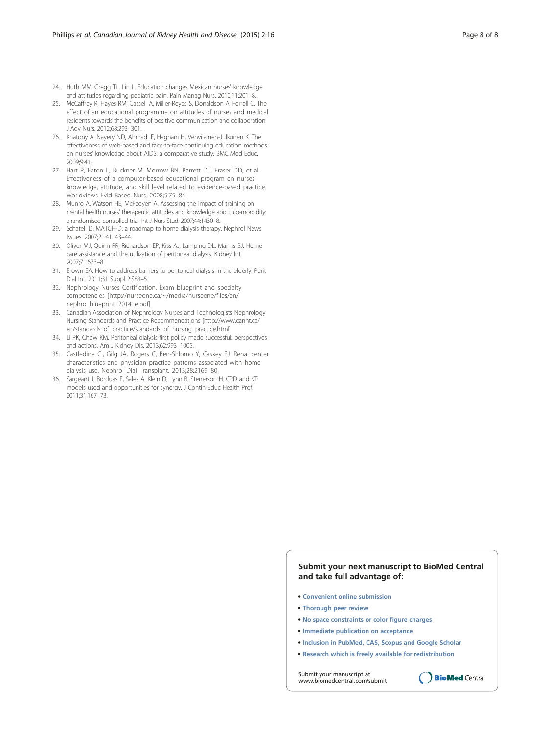24. Huth MM, Gregg TL, Lin L. Education changes Mexican nurses' knowledge and attitudes regarding pediatric pain. Pain Manag Nurs. 2010;11:201–8.
25. McCaffrey R, Hayes RM, Cassell A, Miller-Reyes S, Donaldson A, Ferrell C. The effect of an educational programme on attitudes of nurses and medical residents towards the benefits of positive communication and collaboration. J Adv Nurs. 2012;68:293–301.
26. Khatony A, Nayery ND, Ahmadi F, Haghani H, Vehvilainen-Julkunen K. The effectiveness of web-based and face-to-face continuing education methods on nurses' knowledge about AIDS: a comparative study. BMC Med Educ. 2009;9:41.
27. Hart P, Eaton L, Buckner M, Morrow BN, Barrett DT, Fraser DD, et al. Effectiveness of a computer-based educational program on nurses' knowledge, attitude, and skill level related to evidence-based practice. Worldviews Evid Based Nurs. 2008;5:75–84.
28. Munro A, Watson HE, McFadyen A. Assessing the impact of training on mental health nurses' therapeutic attitudes and knowledge about co-morbidity: a randomised controlled trial. Int J Nurs Stud. 2007;44:1430–8.
29. Schatell D. MATCH-D: a roadmap to home dialysis therapy. Nephrol News Issues. 2007;21:41. 43–44.
30. Oliver MJ, Quinn RR, Richardson EP, Kiss AJ, Lamping DL, Manns BJ. Home care assistance and the utilization of peritoneal dialysis. Kidney Int. 2007;71:673–8.
31. Brown EA. How to address barriers to peritoneal dialysis in the elderly. Perit Dial Int. 2011;31 Suppl 2:S83–5.
32. Nephrology Nurses Certification. Exam blueprint and specialty competencies [http://nurseone.ca/~/media/nurseone/files/en/nephro_blueprint_2014_e.pdf]
33. Canadian Association of Nephrology Nurses and Technologists Nephrology Nursing Standards and Practice Recommendations [http://www.cannt.ca/en/standards_of_practice/standards_of_nursing_practice.html]
34. Li PK, Chow KM. Peritoneal dialysis-first policy made successful: perspectives and actions. Am J Kidney Dis. 2013;62:993–1005.
35. Castledine CI, Gilg JA, Rogers C, Ben-Shlomo Y, Caskey FJ. Renal center characteristics and physician practice patterns associated with home dialysis use. Nephrol Dial Transplant. 2013;28:2169–80.
36. Sargeant J, Borduas F, Sales A, Klein D, Lynn B, Stenerson H. CPD and KT: models used and opportunities for synergy. J Contin Educ Health Prof. 2011;31:167–73.

**Submit your next manuscript to BioMed Central and take full advantage of:**

- **Convenient online submission**
- **Thorough peer review**
- **No space constraints or color figure charges**
- **Immediate publication on acceptance**
- **Inclusion in PubMed, CAS, Scopus and Google Scholar**
- **Research which is freely available for redistribution**

Submit your manuscript at
www.biomedcentral.com/submit

BioMed Central